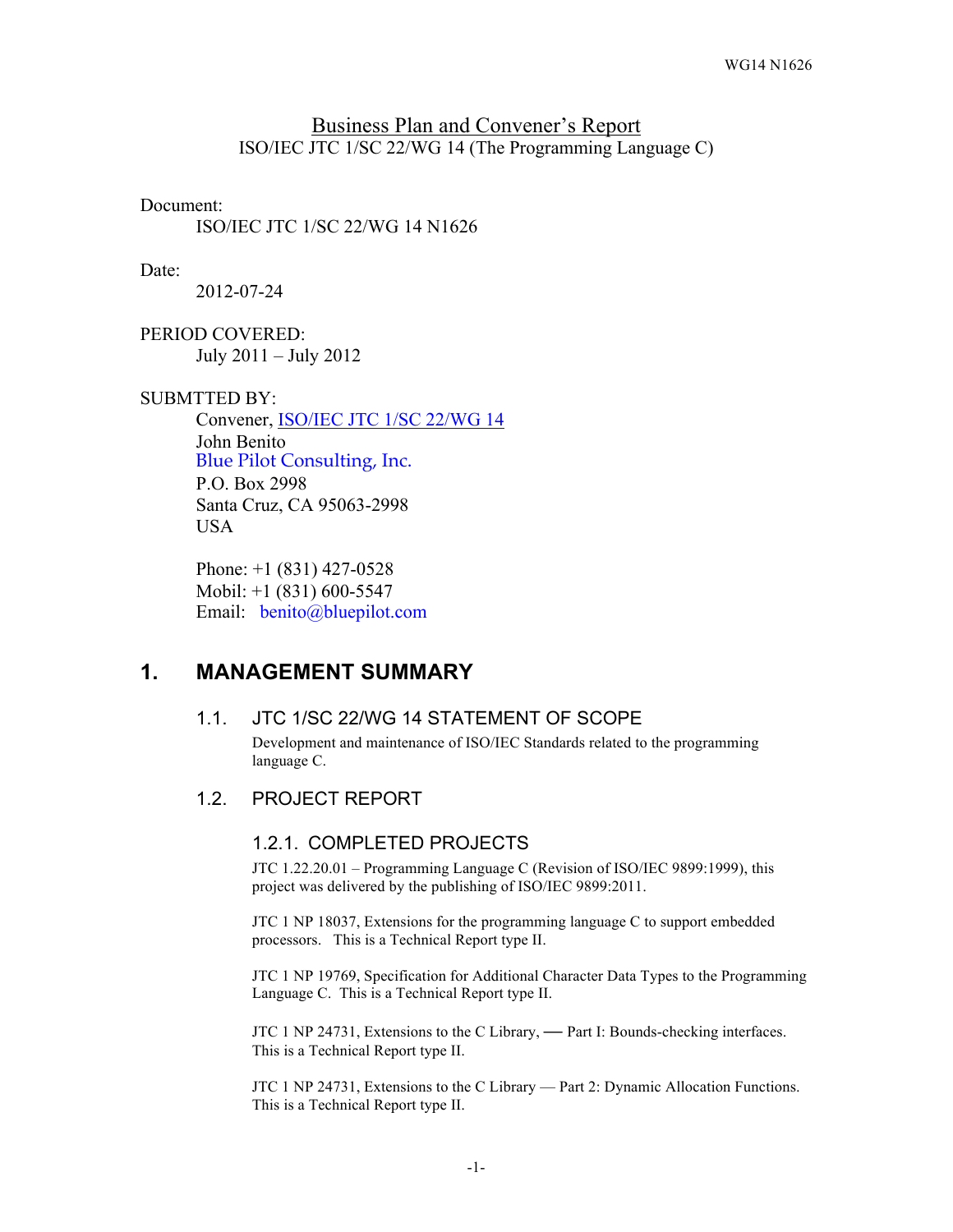# Business Plan and Convener's Report

ISO/IEC JTC 1/SC 22/WG 14 (The Programming Language C)

Document:

ISO/IEC JTC 1/SC 22/WG 14 N1626

Date:

2012-07-24

PERIOD COVERED:

July 2011 – July 2012

SUBMTTED BY:

Convener, ISO/IEC JTC 1/SC 22/WG 14
John Benito
Blue Pilot Consulting, Inc.
P.O. Box 2998
Santa Cruz, CA 95063-2998
USA

Phone: +1 (831) 427-0528
Mobil: +1 (831) 600-5547
Email: benito@bluepilot.com

## 1. MANAGEMENT SUMMARY

### 1.1. JTC 1/SC 22/WG 14 STATEMENT OF SCOPE

Development and maintenance of ISO/IEC Standards related to the programming language C.

### 1.2. PROJECT REPORT

#### 1.2.1. COMPLETED PROJECTS

JTC 1.22.20.01 – Programming Language C (Revision of ISO/IEC 9899:1999), this project was delivered by the publishing of ISO/IEC 9899:2011.

JTC 1 NP 18037, Extensions for the programming language C to support embedded processors. This is a Technical Report type II.

JTC 1 NP 19769, Specification for Additional Character Data Types to the Programming Language C. This is a Technical Report type II.

JTC 1 NP 24731, Extensions to the C Library, — Part I: Bounds-checking interfaces. This is a Technical Report type II.

JTC 1 NP 24731, Extensions to the C Library — Part 2: Dynamic Allocation Functions. This is a Technical Report type II.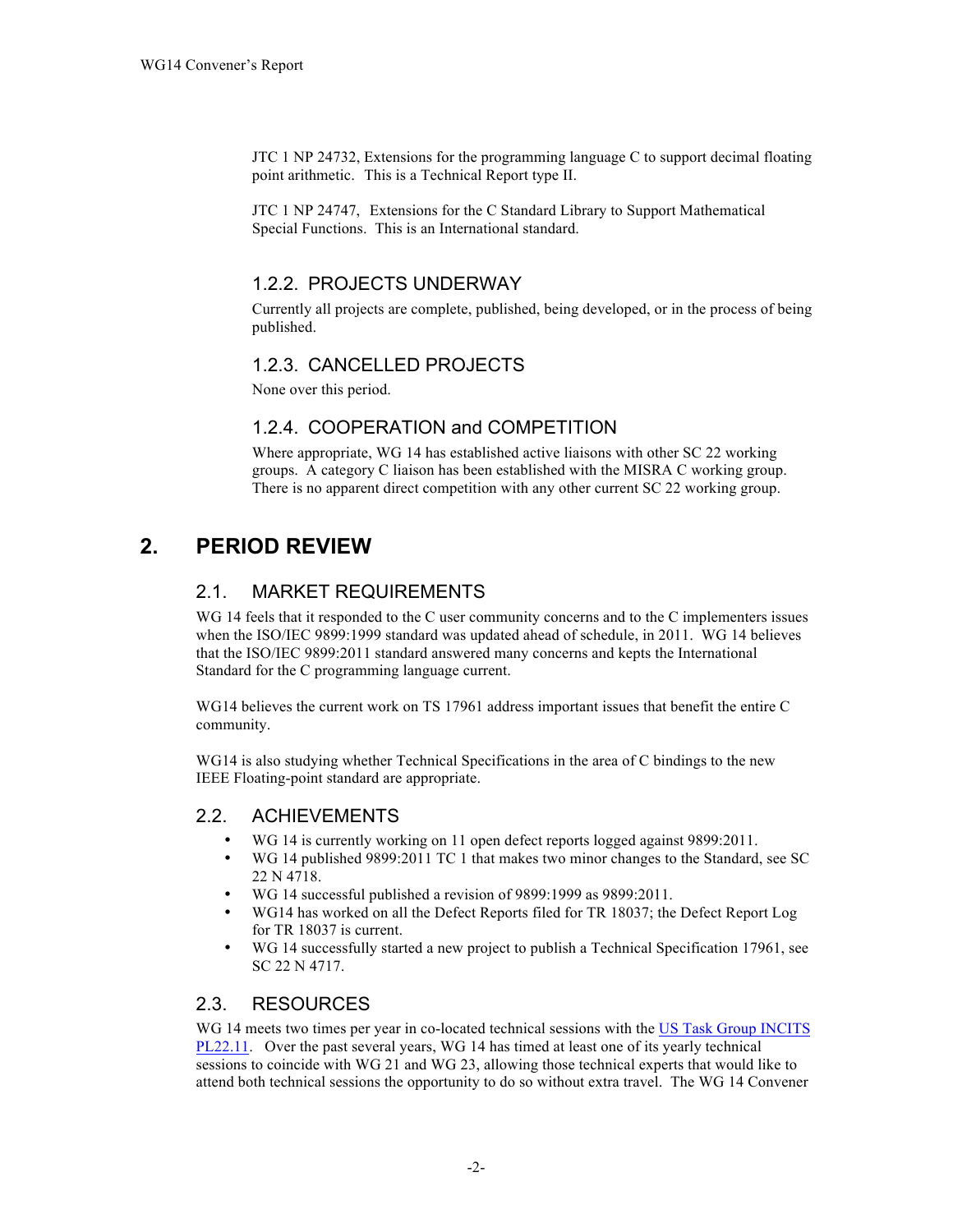JTC 1 NP 24732, Extensions for the programming language C to support decimal floating point arithmetic. This is a Technical Report type II.

JTC 1 NP 24747, Extensions for the C Standard Library to Support Mathematical Special Functions. This is an International standard.

### 1.2.2. PROJECTS UNDERWAY

Currently all projects are complete, published, being developed, or in the process of being published.

### 1.2.3. CANCELLED PROJECTS

None over this period.

### 1.2.4. COOPERATION and COMPETITION

Where appropriate, WG 14 has established active liaisons with other SC 22 working groups. A category C liaison has been established with the MISRA C working group. There is no apparent direct competition with any other current SC 22 working group.

# 2. PERIOD REVIEW

## 2.1. MARKET REQUIREMENTS

WG 14 feels that it responded to the C user community concerns and to the C implementers issues when the ISO/IEC 9899:1999 standard was updated ahead of schedule, in 2011. WG 14 believes that the ISO/IEC 9899:2011 standard answered many concerns and kepts the International Standard for the C programming language current.

WG14 believes the current work on TS 17961 address important issues that benefit the entire C community.

WG14 is also studying whether Technical Specifications in the area of C bindings to the new IEEE Floating-point standard are appropriate.

## 2.2. ACHIEVEMENTS

- WG 14 is currently working on 11 open defect reports logged against 9899:2011.
- WG 14 published 9899:2011 TC 1 that makes two minor changes to the Standard, see SC 22 N 4718.
- WG 14 successful published a revision of 9899:1999 as 9899:2011.
- WG14 has worked on all the Defect Reports filed for TR 18037; the Defect Report Log for TR 18037 is current.
- WG 14 successfully started a new project to publish a Technical Specification 17961, see SC 22 N 4717.

## 2.3. RESOURCES

WG 14 meets two times per year in co-located technical sessions with the US Task Group INCITS PL22.11. Over the past several years, WG 14 has timed at least one of its yearly technical sessions to coincide with WG 21 and WG 23, allowing those technical experts that would like to attend both technical sessions the opportunity to do so without extra travel. The WG 14 Convener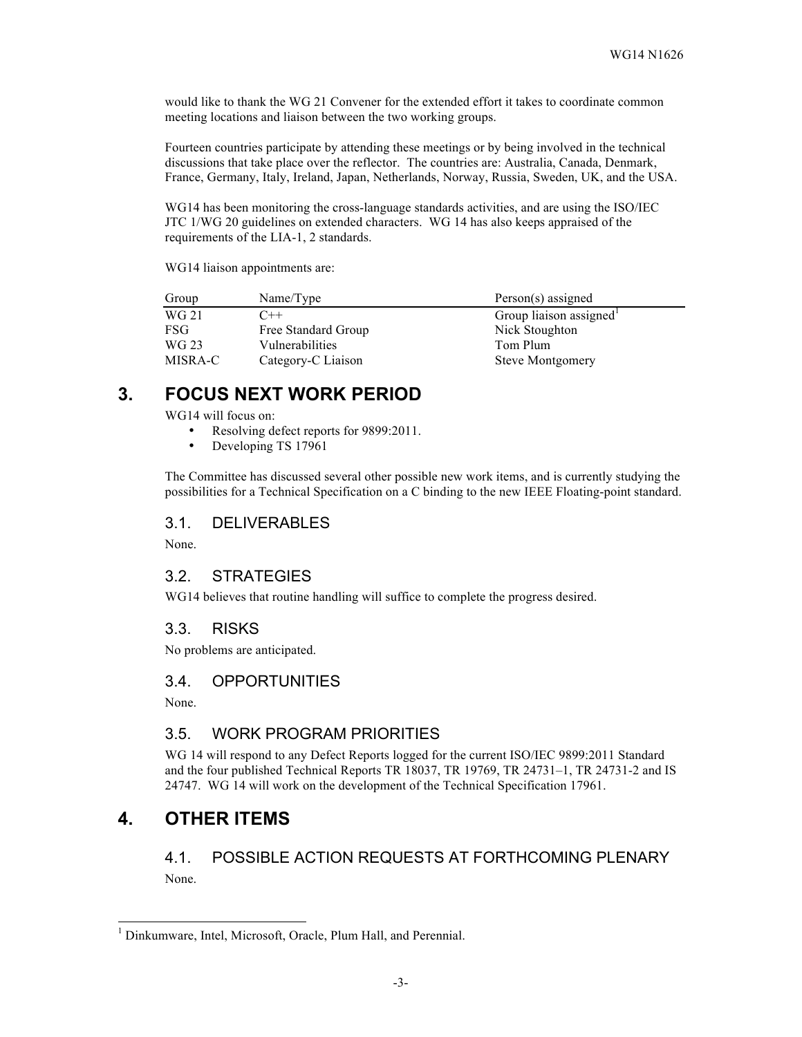would like to thank the WG 21 Convener for the extended effort it takes to coordinate common meeting locations and liaison between the two working groups.

Fourteen countries participate by attending these meetings or by being involved in the technical discussions that take place over the reflector. The countries are: Australia, Canada, Denmark, France, Germany, Italy, Ireland, Japan, Netherlands, Norway, Russia, Sweden, UK, and the USA.

WG14 has been monitoring the cross-language standards activities, and are using the ISO/IEC JTC 1/WG 20 guidelines on extended characters. WG 14 has also keeps appraised of the requirements of the LIA-1, 2 standards.

WG14 liaison appointments are:

| Group | Name/Type | Person(s) assigned |
|---|---|---|
| WG 21 | C++ | Group liaison assigned[1] |
| FSG | Free Standard Group | Nick Stoughton |
| WG 23 | Vulnerabilities | Tom Plum |
| MISRA-C | Category-C Liaison | Steve Montgomery |

# 3. FOCUS NEXT WORK PERIOD

WG14 will focus on:

- Resolving defect reports for 9899:2011.
- Developing TS 17961

The Committee has discussed several other possible new work items, and is currently studying the possibilities for a Technical Specification on a C binding to the new IEEE Floating-point standard.

## 3.1. DELIVERABLES

None.

## 3.2. STRATEGIES

WG14 believes that routine handling will suffice to complete the progress desired.

## 3.3. RISKS

No problems are anticipated.

## 3.4. OPPORTUNITIES

None.

## 3.5. WORK PROGRAM PRIORITIES

WG 14 will respond to any Defect Reports logged for the current ISO/IEC 9899:2011 Standard and the four published Technical Reports TR 18037, TR 19769, TR 24731–1, TR 24731-2 and IS 24747. WG 14 will work on the development of the Technical Specification 17961.

# 4. OTHER ITEMS

## 4.1. POSSIBLE ACTION REQUESTS AT FORTHCOMING PLENARY

None.

[1] Dinkumware, Intel, Microsoft, Oracle, Plum Hall, and Perennial.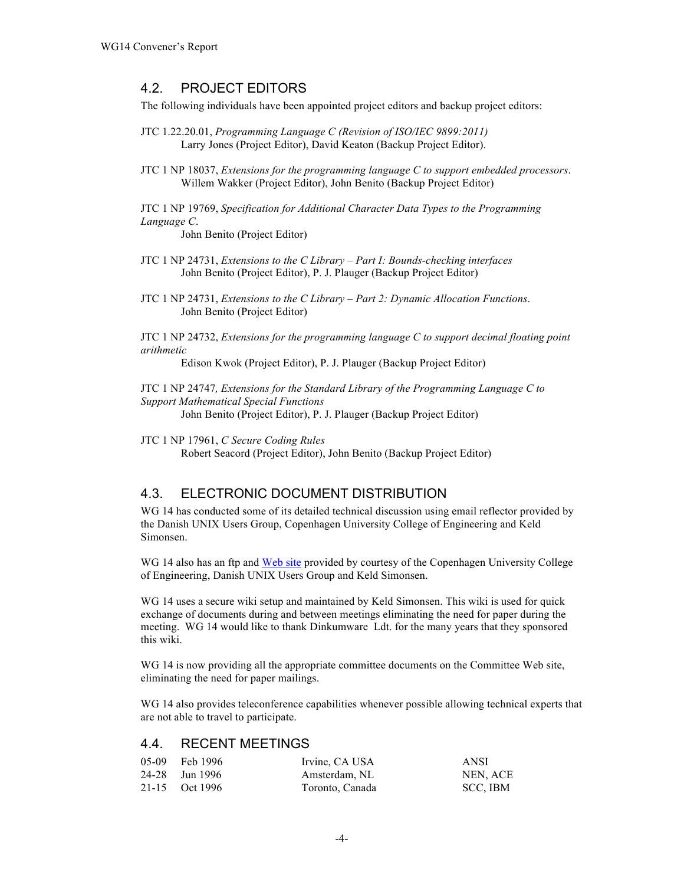## 4.2. PROJECT EDITORS

The following individuals have been appointed project editors and backup project editors:

JTC 1.22.20.01, *Programming Language C (Revision of ISO/IEC 9899:2011)*
Larry Jones (Project Editor), David Keaton (Backup Project Editor).

JTC 1 NP 18037, *Extensions for the programming language C to support embedded processors*.
Willem Wakker (Project Editor), John Benito (Backup Project Editor)

JTC 1 NP 19769, *Specification for Additional Character Data Types to the Programming Language C*.
John Benito (Project Editor)

JTC 1 NP 24731, *Extensions to the C Library – Part I: Bounds-checking interfaces*
John Benito (Project Editor), P. J. Plauger (Backup Project Editor)

JTC 1 NP 24731, *Extensions to the C Library – Part 2: Dynamic Allocation Functions*.
John Benito (Project Editor)

JTC 1 NP 24732, *Extensions for the programming language C to support decimal floating point arithmetic*
Edison Kwok (Project Editor), P. J. Plauger (Backup Project Editor)

JTC 1 NP 24747*, Extensions for the Standard Library of the Programming Language C to Support Mathematical Special Functions*
John Benito (Project Editor), P. J. Plauger (Backup Project Editor)

JTC 1 NP 17961, *C Secure Coding Rules*
Robert Seacord (Project Editor), John Benito (Backup Project Editor)

## 4.3. ELECTRONIC DOCUMENT DISTRIBUTION

WG 14 has conducted some of its detailed technical discussion using email reflector provided by the Danish UNIX Users Group, Copenhagen University College of Engineering and Keld Simonsen.

WG 14 also has an ftp and Web site provided by courtesy of the Copenhagen University College of Engineering, Danish UNIX Users Group and Keld Simonsen.

WG 14 uses a secure wiki setup and maintained by Keld Simonsen. This wiki is used for quick exchange of documents during and between meetings eliminating the need for paper during the meeting. WG 14 would like to thank Dinkumware Ldt. for the many years that they sponsored this wiki.

WG 14 is now providing all the appropriate committee documents on the Committee Web site, eliminating the need for paper mailings.

WG 14 also provides teleconference capabilities whenever possible allowing technical experts that are not able to travel to participate.

## 4.4. RECENT MEETINGS

| | | | |
|---|---|---|---|
| 05-09 | Feb 1996 | Irvine, CA USA | ANSI |
| 24-28 | Jun 1996 | Amsterdam, NL | NEN, ACE |
| 21-15 | Oct 1996 | Toronto, Canada | SCC, IBM |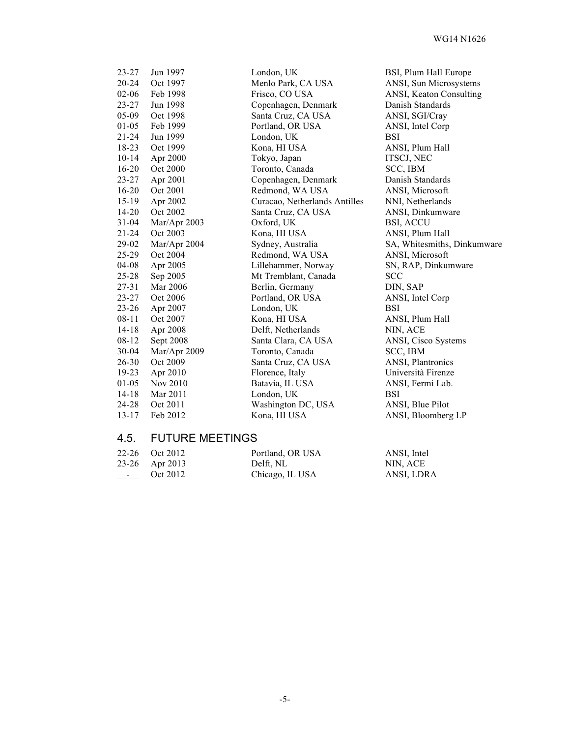| | | | |
|---|---|---|---|
| 23-27 | Jun 1997 | London, UK | BSI, Plum Hall Europe |
| 20-24 | Oct 1997 | Menlo Park, CA USA | ANSI, Sun Microsystems |
| 02-06 | Feb 1998 | Frisco, CO USA | ANSI, Keaton Consulting |
| 23-27 | Jun 1998 | Copenhagen, Denmark | Danish Standards |
| 05-09 | Oct 1998 | Santa Cruz, CA USA | ANSI, SGI/Cray |
| 01-05 | Feb 1999 | Portland, OR USA | ANSI, Intel Corp |
| 21-24 | Jun 1999 | London, UK | BSI |
| 18-23 | Oct 1999 | Kona, HI USA | ANSI, Plum Hall |
| 10-14 | Apr 2000 | Tokyo, Japan | ITSCJ, NEC |
| 16-20 | Oct 2000 | Toronto, Canada | SCC, IBM |
| 23-27 | Apr 2001 | Copenhagen, Denmark | Danish Standards |
| 16-20 | Oct 2001 | Redmond, WA USA | ANSI, Microsoft |
| 15-19 | Apr 2002 | Curacao, Netherlands Antilles | NNI, Netherlands |
| 14-20 | Oct 2002 | Santa Cruz, CA USA | ANSI, Dinkumware |
| 31-04 | Mar/Apr 2003 | Oxford, UK | BSI, ACCU |
| 21-24 | Oct 2003 | Kona, HI USA | ANSI, Plum Hall |
| 29-02 | Mar/Apr 2004 | Sydney, Australia | SA, Whitesmiths, Dinkumware |
| 25-29 | Oct 2004 | Redmond, WA USA | ANSI, Microsoft |
| 04-08 | Apr 2005 | Lillehammer, Norway | SN, RAP, Dinkumware |
| 25-28 | Sep 2005 | Mt Tremblant, Canada | SCC |
| 27-31 | Mar 2006 | Berlin, Germany | DIN, SAP |
| 23-27 | Oct 2006 | Portland, OR USA | ANSI, Intel Corp |
| 23-26 | Apr 2007 | London, UK | BSI |
| 08-11 | Oct 2007 | Kona, HI USA | ANSI, Plum Hall |
| 14-18 | Apr 2008 | Delft, Netherlands | NIN, ACE |
| 08-12 | Sept 2008 | Santa Clara, CA USA | ANSI, Cisco Systems |
| 30-04 | Mar/Apr 2009 | Toronto, Canada | SCC, IBM |
| 26-30 | Oct 2009 | Santa Cruz, CA USA | ANSI, Plantronics |
| 19-23 | Apr 2010 | Florence, Italy | Università Firenze |
| 01-05 | Nov 2010 | Batavia, IL USA | ANSI, Fermi Lab. |
| 14-18 | Mar 2011 | London, UK | BSI |
| 24-28 | Oct 2011 | Washington DC, USA | ANSI, Blue Pilot |
| 13-17 | Feb 2012 | Kona, HI USA | ANSI, Bloomberg LP |

## 4.5. FUTURE MEETINGS

| | | | |
|---|---|---|---|
| 22-26 | Oct 2012 | Portland, OR USA | ANSI, Intel |
| 23-26 | Apr 2013 | Delft, NL | NIN, ACE |
| __-__ | Oct 2012 | Chicago, IL USA | ANSI, LDRA |